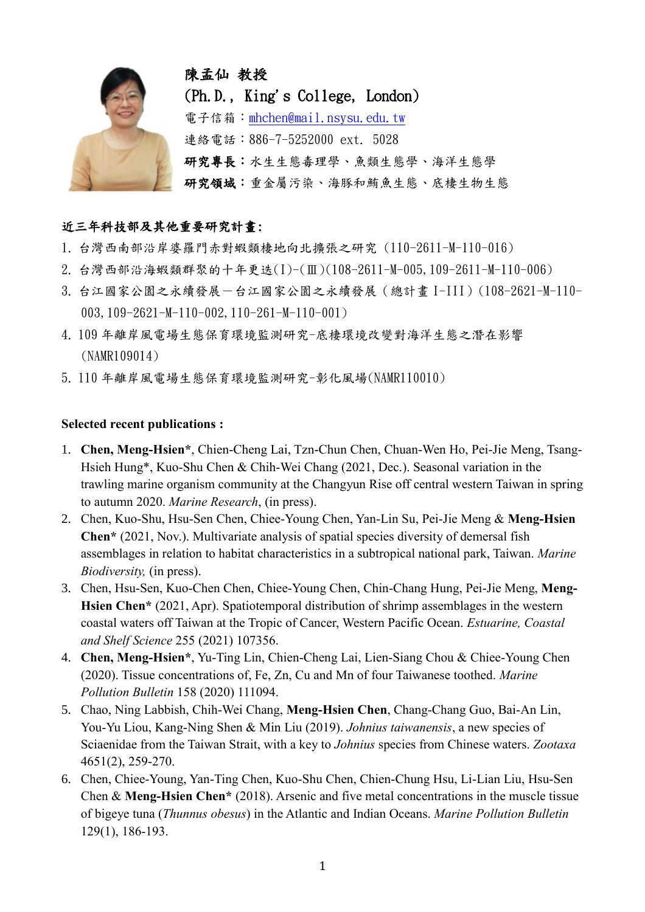**陳孟仙 教授**

**(Ph.D., King's College, London)**

電子信箱：mhchen@mail.nsysu.edu.tw

連絡電話：886-7-5252000 ext. 5028

**研究專長**：水生生態毒理學、魚類生態學、海洋生態學

**研究領域**：重金屬污染、海豚和鮪魚生態、底棲生物生態

**近三年科技部及其他重要研究計畫:**

1. 台灣西南部沿岸婆羅門赤對蝦類棲地向北擴張之研究（110-2611-M-110-016）
2. 台灣西部沿海蝦類群聚的十年更迭(I)-(Ⅲ)(108-2611-M-005, 109-2611-M-110-006)
3. 台江國家公園之永續發展－台江國家公園之永續發展（總計畫 I-III）(108-2621-M-110-003, 109-2621-M-110-002, 110-261-M-110-001)
4. 109 年離岸風電場生態保育環境監測研究-底棲環境改變對海洋生態之潛在影響(NAMR109014)
5. 110 年離岸風電場生態保育環境監測研究-彰化風場(NAMR110010)

**Selected recent publications :**

1. **Chen, Meng-Hsien***, Chien-Cheng Lai, Tzn-Chun Chen, Chuan-Wen Ho, Pei-Jie Meng, Tsang-Hsieh Hung*, Kuo-Shu Chen & Chih-Wei Chang (2021, Dec.). Seasonal variation in the trawling marine organism community at the Changyun Rise off central western Taiwan in spring to autumn 2020. *Marine Research*, (in press).
2. Chen, Kuo-Shu, Hsu-Sen Chen, Chiee-Young Chen, Yan-Lin Su, Pei-Jie Meng & **Meng-Hsien Chen*** (2021, Nov.). Multivariate analysis of spatial species diversity of demersal fish assemblages in relation to habitat characteristics in a subtropical national park, Taiwan. *Marine Biodiversity,* (in press).
3. Chen, Hsu-Sen, Kuo-Chen Chen, Chiee-Young Chen, Chin-Chang Hung, Pei-Jie Meng, **Meng-Hsien Chen*** (2021, Apr). Spatiotemporal distribution of shrimp assemblages in the western coastal waters off Taiwan at the Tropic of Cancer, Western Pacific Ocean. *Estuarine, Coastal and Shelf Science* 255 (2021) 107356.
4. **Chen, Meng-Hsien***, Yu-Ting Lin, Chien-Cheng Lai, Lien-Siang Chou & Chiee-Young Chen (2020). Tissue concentrations of, Fe, Zn, Cu and Mn of four Taiwanese toothed. *Marine Pollution Bulletin* 158 (2020) 111094.
5. Chao, Ning Labbish, Chih-Wei Chang, **Meng-Hsien Chen**, Chang-Chang Guo, Bai-An Lin, You-Yu Liou, Kang-Ning Shen & Min Liu (2019). *Johnius taiwanensis*, a new species of Sciaenidae from the Taiwan Strait, with a key to *Johnius* species from Chinese waters. *Zootaxa* 4651(2), 259-270.
6. Chen, Chiee-Young, Yan-Ting Chen, Kuo-Shu Chen, Chien-Chung Hsu, Li-Lian Liu, Hsu-Sen Chen & **Meng-Hsien Chen*** (2018). Arsenic and five metal concentrations in the muscle tissue of bigeye tuna (*Thunnus obesus*) in the Atlantic and Indian Oceans. *Marine Pollution Bulletin* 129(1), 186-193.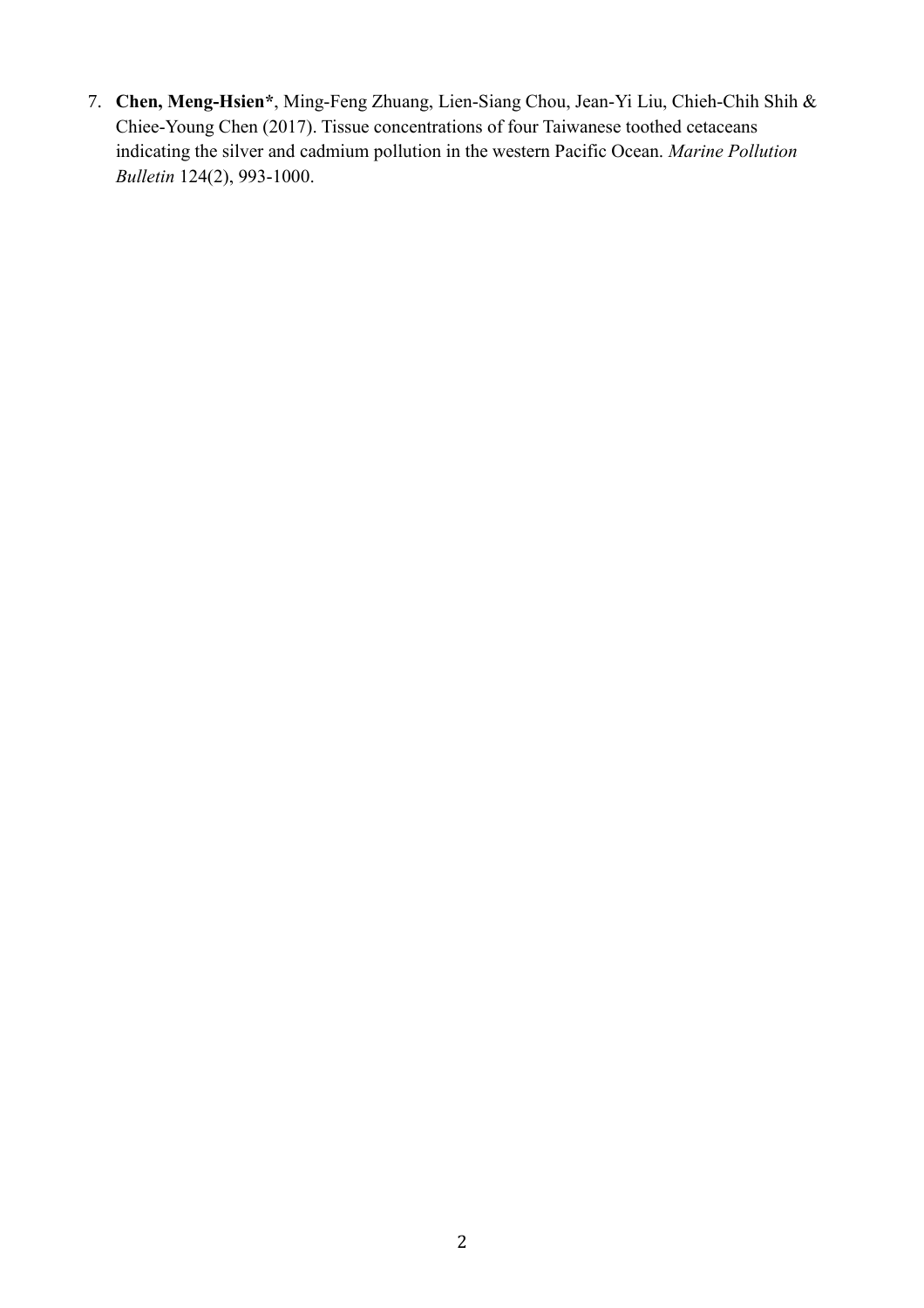7. **Chen, Meng-Hsien***, Ming-Feng Zhuang, Lien-Siang Chou, Jean-Yi Liu, Chieh-Chih Shih & Chiee-Young Chen (2017). Tissue concentrations of four Taiwanese toothed cetaceans indicating the silver and cadmium pollution in the western Pacific Ocean. *Marine Pollution Bulletin* 124(2), 993-1000.